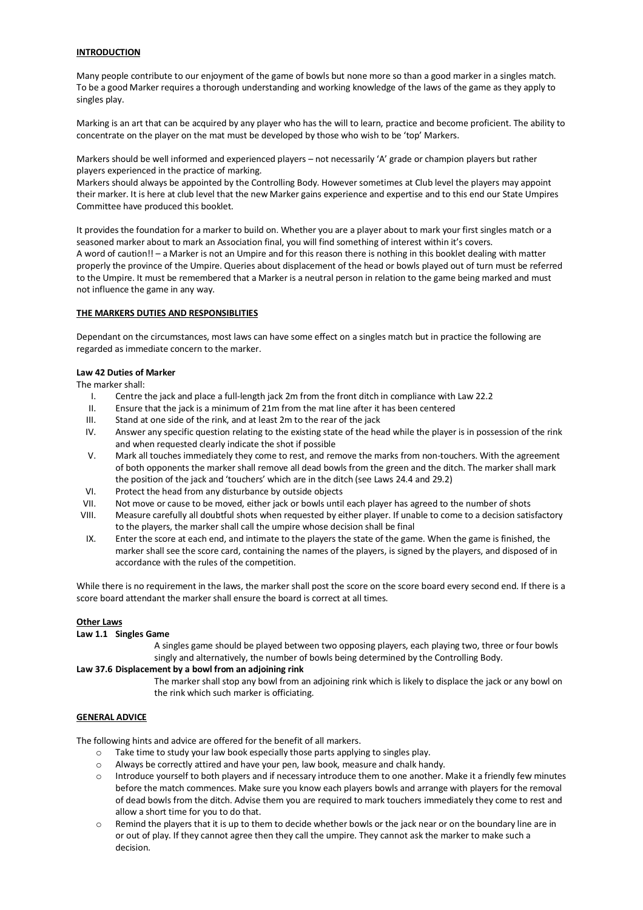**INTRODUCTION**

Many people contribute to our enjoyment of the game of bowls but none more so than a good marker in a singles match. To be a good Marker requires a thorough understanding and working knowledge of the laws of the game as they apply to singles play.

Marking is an art that can be acquired by any player who has the will to learn, practice and become proficient. The ability to concentrate on the player on the mat must be developed by those who wish to be 'top' Markers.

Markers should be well informed and experienced players – not necessarily 'A' grade or champion players but rather players experienced in the practice of marking.
Markers should always be appointed by the Controlling Body. However sometimes at Club level the players may appoint their marker. It is here at club level that the new Marker gains experience and expertise and to this end our State Umpires Committee have produced this booklet.

It provides the foundation for a marker to build on. Whether you are a player about to mark your first singles match or a seasoned marker about to mark an Association final, you will find something of interest within it's covers.
A word of caution!! – a Marker is not an Umpire and for this reason there is nothing in this booklet dealing with matter properly the province of the Umpire. Queries about displacement of the head or bowls played out of turn must be referred to the Umpire. It must be remembered that a Marker is a neutral person in relation to the game being marked and must not influence the game in any way.

**THE MARKERS DUTIES AND RESPONSIBLITIES**

Dependant on the circumstances, most laws can have some effect on a singles match but in practice the following are regarded as immediate concern to the marker.

**Law 42 Duties of Marker**

The marker shall:

I. Centre the jack and place a full-length jack 2m from the front ditch in compliance with Law 22.2
II. Ensure that the jack is a minimum of 21m from the mat line after it has been centered
III. Stand at one side of the rink, and at least 2m to the rear of the jack
IV. Answer any specific question relating to the existing state of the head while the player is in possession of the rink and when requested clearly indicate the shot if possible
V. Mark all touches immediately they come to rest, and remove the marks from non-touchers. With the agreement of both opponents the marker shall remove all dead bowls from the green and the ditch. The marker shall mark the position of the jack and 'touchers' which are in the ditch (see Laws 24.4 and 29.2)
VI. Protect the head from any disturbance by outside objects
VII. Not move or cause to be moved, either jack or bowls until each player has agreed to the number of shots
VIII. Measure carefully all doubtful shots when requested by either player. If unable to come to a decision satisfactory to the players, the marker shall call the umpire whose decision shall be final
IX. Enter the score at each end, and intimate to the players the state of the game. When the game is finished, the marker shall see the score card, containing the names of the players, is signed by the players, and disposed of in accordance with the rules of the competition.

While there is no requirement in the laws, the marker shall post the score on the score board every second end. If there is a score board attendant the marker shall ensure the board is correct at all times.

**Other Laws**

**Law 1.1 Singles Game**

A singles game should be played between two opposing players, each playing two, three or four bowls singly and alternatively, the number of bowls being determined by the Controlling Body.

**Law 37.6 Displacement by a bowl from an adjoining rink**

The marker shall stop any bowl from an adjoining rink which is likely to displace the jack or any bowl on the rink which such marker is officiating.

**GENERAL ADVICE**

The following hints and advice are offered for the benefit of all markers.

- Take time to study your law book especially those parts applying to singles play.
- Always be correctly attired and have your pen, law book, measure and chalk handy.
- Introduce yourself to both players and if necessary introduce them to one another. Make it a friendly few minutes before the match commences. Make sure you know each players bowls and arrange with players for the removal of dead bowls from the ditch. Advise them you are required to mark touchers immediately they come to rest and allow a short time for you to do that.
- Remind the players that it is up to them to decide whether bowls or the jack near or on the boundary line are in or out of play. If they cannot agree then they call the umpire. They cannot ask the marker to make such a decision.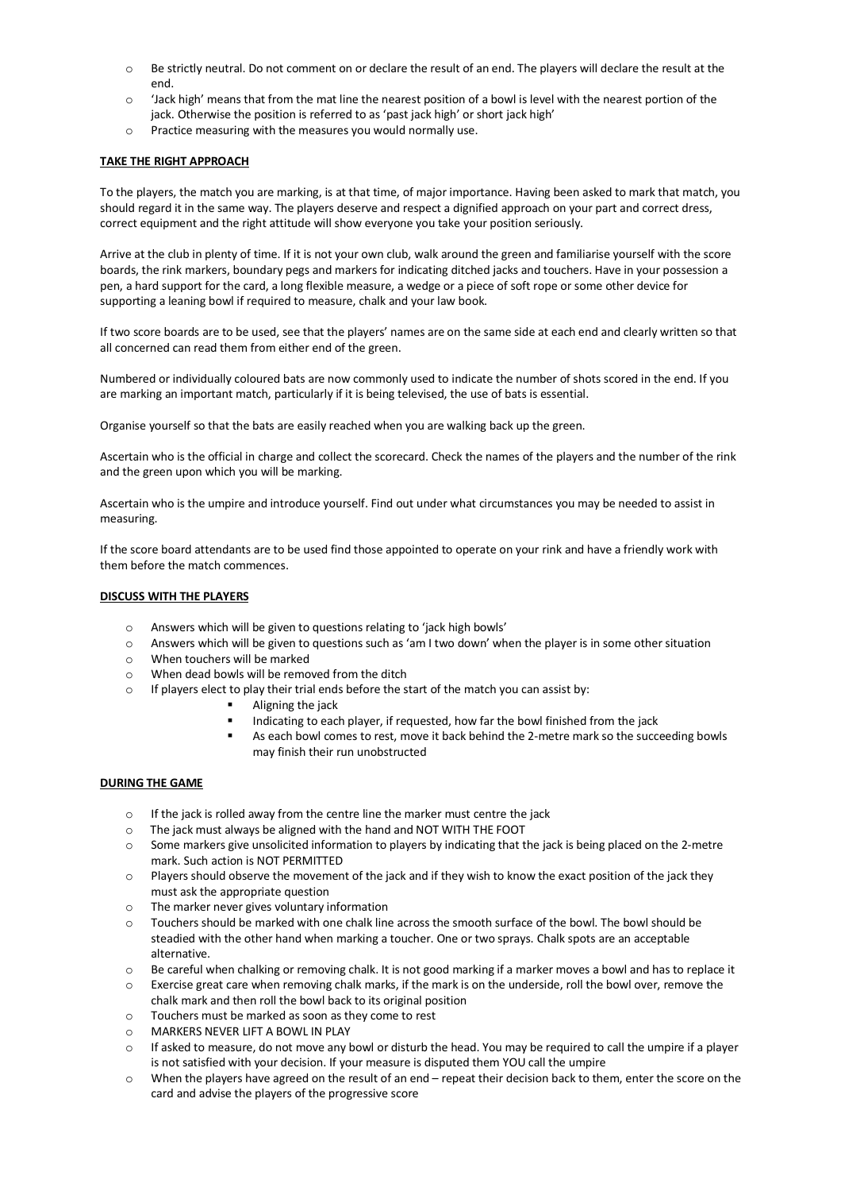- Be strictly neutral. Do not comment on or declare the result of an end. The players will declare the result at the end.
- 'Jack high' means that from the mat line the nearest position of a bowl is level with the nearest portion of the jack. Otherwise the position is referred to as 'past jack high' or short jack high'
- Practice measuring with the measures you would normally use.

**TAKE THE RIGHT APPROACH**

To the players, the match you are marking, is at that time, of major importance. Having been asked to mark that match, you should regard it in the same way. The players deserve and respect a dignified approach on your part and correct dress, correct equipment and the right attitude will show everyone you take your position seriously.

Arrive at the club in plenty of time. If it is not your own club, walk around the green and familiarise yourself with the score boards, the rink markers, boundary pegs and markers for indicating ditched jacks and touchers. Have in your possession a pen, a hard support for the card, a long flexible measure, a wedge or a piece of soft rope or some other device for supporting a leaning bowl if required to measure, chalk and your law book.

If two score boards are to be used, see that the players' names are on the same side at each end and clearly written so that all concerned can read them from either end of the green.

Numbered or individually coloured bats are now commonly used to indicate the number of shots scored in the end. If you are marking an important match, particularly if it is being televised, the use of bats is essential.

Organise yourself so that the bats are easily reached when you are walking back up the green.

Ascertain who is the official in charge and collect the scorecard. Check the names of the players and the number of the rink and the green upon which you will be marking.

Ascertain who is the umpire and introduce yourself. Find out under what circumstances you may be needed to assist in measuring.

If the score board attendants are to be used find those appointed to operate on your rink and have a friendly work with them before the match commences.

**DISCUSS WITH THE PLAYERS**

- Answers which will be given to questions relating to 'jack high bowls'
- Answers which will be given to questions such as 'am I two down' when the player is in some other situation
- When touchers will be marked
- When dead bowls will be removed from the ditch
- If players elect to play their trial ends before the start of the match you can assist by:
    - Aligning the jack
    - Indicating to each player, if requested, how far the bowl finished from the jack
    - As each bowl comes to rest, move it back behind the 2-metre mark so the succeeding bowls may finish their run unobstructed

**DURING THE GAME**

- If the jack is rolled away from the centre line the marker must centre the jack
- The jack must always be aligned with the hand and NOT WITH THE FOOT
- Some markers give unsolicited information to players by indicating that the jack is being placed on the 2-metre mark. Such action is NOT PERMITTED
- Players should observe the movement of the jack and if they wish to know the exact position of the jack they must ask the appropriate question
- The marker never gives voluntary information
- Touchers should be marked with one chalk line across the smooth surface of the bowl. The bowl should be steadied with the other hand when marking a toucher. One or two sprays. Chalk spots are an acceptable alternative.
- Be careful when chalking or removing chalk. It is not good marking if a marker moves a bowl and has to replace it
- Exercise great care when removing chalk marks, if the mark is on the underside, roll the bowl over, remove the chalk mark and then roll the bowl back to its original position
- Touchers must be marked as soon as they come to rest
- MARKERS NEVER LIFT A BOWL IN PLAY
- If asked to measure, do not move any bowl or disturb the head. You may be required to call the umpire if a player is not satisfied with your decision. If your measure is disputed them YOU call the umpire
- When the players have agreed on the result of an end – repeat their decision back to them, enter the score on the card and advise the players of the progressive score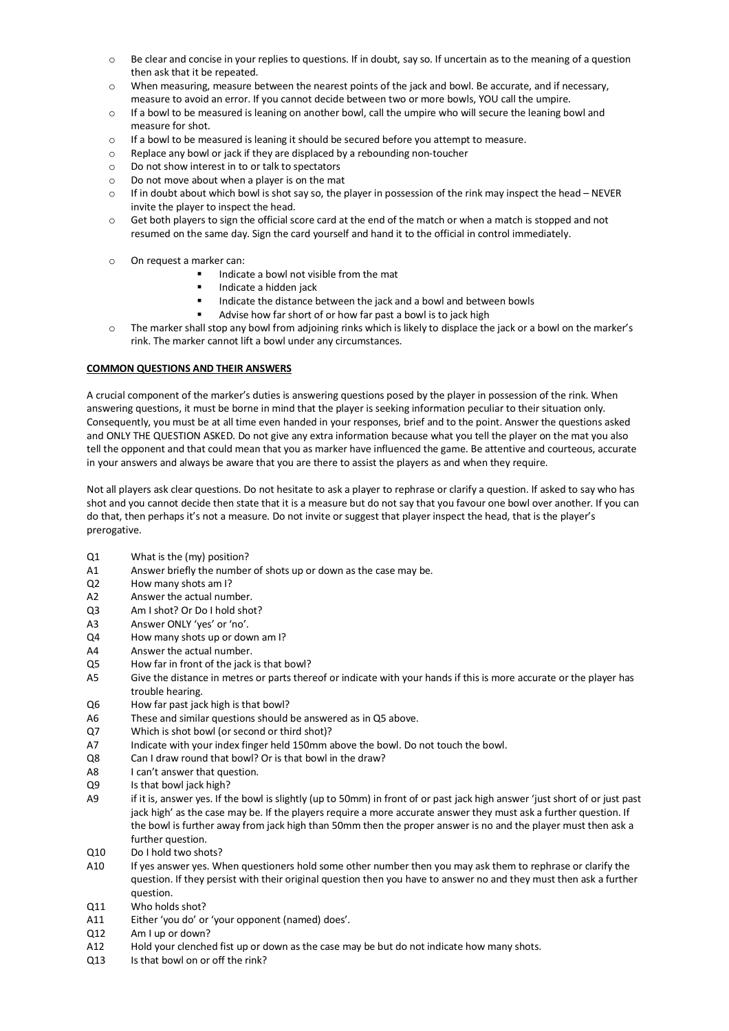- Be clear and concise in your replies to questions. If in doubt, say so. If uncertain as to the meaning of a question then ask that it be repeated.
- When measuring, measure between the nearest points of the jack and bowl. Be accurate, and if necessary, measure to avoid an error. If you cannot decide between two or more bowls, YOU call the umpire.
- If a bowl to be measured is leaning on another bowl, call the umpire who will secure the leaning bowl and measure for shot.
- If a bowl to be measured is leaning it should be secured before you attempt to measure.
- Replace any bowl or jack if they are displaced by a rebounding non-toucher
- Do not show interest in to or talk to spectators
- Do not move about when a player is on the mat
- If in doubt about which bowl is shot say so, the player in possession of the rink may inspect the head – NEVER invite the player to inspect the head.
- Get both players to sign the official score card at the end of the match or when a match is stopped and not resumed on the same day. Sign the card yourself and hand it to the official in control immediately.

- On request a marker can:
  - Indicate a bowl not visible from the mat
  - Indicate a hidden jack
  - Indicate the distance between the jack and a bowl and between bowls
  - Advise how far short of or how far past a bowl is to jack high
- The marker shall stop any bowl from adjoining rinks which is likely to displace the jack or a bowl on the marker's rink. The marker cannot lift a bowl under any circumstances.

**COMMON QUESTIONS AND THEIR ANSWERS**

A crucial component of the marker's duties is answering questions posed by the player in possession of the rink. When answering questions, it must be borne in mind that the player is seeking information peculiar to their situation only. Consequently, you must be at all time even handed in your responses, brief and to the point. Answer the questions asked and ONLY THE QUESTION ASKED. Do not give any extra information because what you tell the player on the mat you also tell the opponent and that could mean that you as marker have influenced the game. Be attentive and courteous, accurate in your answers and always be aware that you are there to assist the players as and when they require.

Not all players ask clear questions. Do not hesitate to ask a player to rephrase or clarify a question. If asked to say who has shot and you cannot decide then state that it is a measure but do not say that you favour one bowl over another. If you can do that, then perhaps it's not a measure. Do not invite or suggest that player inspect the head, that is the player's prerogative.

Q1 What is the (my) position?
A1 Answer briefly the number of shots up or down as the case may be.
Q2 How many shots am I?
A2 Answer the actual number.
Q3 Am I shot? Or Do I hold shot?
A3 Answer ONLY 'yes' or 'no'.
Q4 How many shots up or down am I?
A4 Answer the actual number.
Q5 How far in front of the jack is that bowl?
A5 Give the distance in metres or parts thereof or indicate with your hands if this is more accurate or the player has trouble hearing.
Q6 How far past jack high is that bowl?
A6 These and similar questions should be answered as in Q5 above.
Q7 Which is shot bowl (or second or third shot)?
A7 Indicate with your index finger held 150mm above the bowl. Do not touch the bowl.
Q8 Can I draw round that bowl? Or is that bowl in the draw?
A8 I can't answer that question.
Q9 Is that bowl jack high?
A9 if it is, answer yes. If the bowl is slightly (up to 50mm) in front of or past jack high answer 'just short of or just past jack high' as the case may be. If the players require a more accurate answer they must ask a further question. If the bowl is further away from jack high than 50mm then the proper answer is no and the player must then ask a further question.
Q10 Do I hold two shots?
A10 If yes answer yes. When questioners hold some other number then you may ask them to rephrase or clarify the question. If they persist with their original question then you have to answer no and they must then ask a further question.
Q11 Who holds shot?
A11 Either 'you do' or 'your opponent (named) does'.
Q12 Am I up or down?
A12 Hold your clenched fist up or down as the case may be but do not indicate how many shots.
Q13 Is that bowl on or off the rink?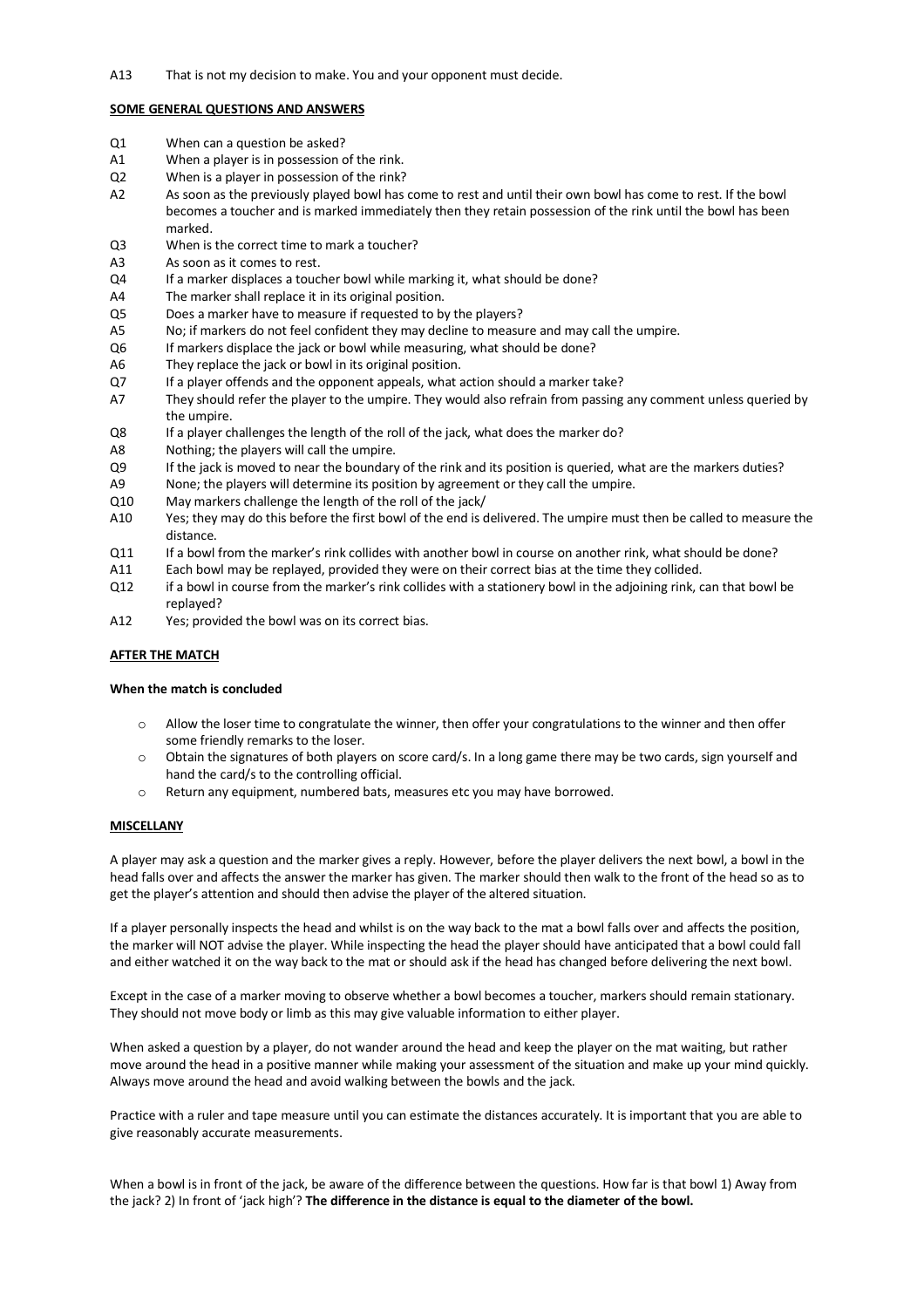A13 That is not my decision to make. You and your opponent must decide.

**SOME GENERAL QUESTIONS AND ANSWERS**

Q1 When can a question be asked?
A1 When a player is in possession of the rink.
Q2 When is a player in possession of the rink?
A2 As soon as the previously played bowl has come to rest and until their own bowl has come to rest. If the bowl becomes a toucher and is marked immediately then they retain possession of the rink until the bowl has been marked.
Q3 When is the correct time to mark a toucher?
A3 As soon as it comes to rest.
Q4 If a marker displaces a toucher bowl while marking it, what should be done?
A4 The marker shall replace it in its original position.
Q5 Does a marker have to measure if requested to by the players?
A5 No; if markers do not feel confident they may decline to measure and may call the umpire.
Q6 If markers displace the jack or bowl while measuring, what should be done?
A6 They replace the jack or bowl in its original position.
Q7 If a player offends and the opponent appeals, what action should a marker take?
A7 They should refer the player to the umpire. They would also refrain from passing any comment unless queried by the umpire.
Q8 If a player challenges the length of the roll of the jack, what does the marker do?
A8 Nothing; the players will call the umpire.
Q9 If the jack is moved to near the boundary of the rink and its position is queried, what are the markers duties?
A9 None; the players will determine its position by agreement or they call the umpire.
Q10 May markers challenge the length of the roll of the jack/
A10 Yes; they may do this before the first bowl of the end is delivered. The umpire must then be called to measure the distance.
Q11 If a bowl from the marker's rink collides with another bowl in course on another rink, what should be done?
A11 Each bowl may be replayed, provided they were on their correct bias at the time they collided.
Q12 if a bowl in course from the marker's rink collides with a stationery bowl in the adjoining rink, can that bowl be replayed?
A12 Yes; provided the bowl was on its correct bias.

**AFTER THE MATCH**

**When the match is concluded**

- Allow the loser time to congratulate the winner, then offer your congratulations to the winner and then offer some friendly remarks to the loser.
- Obtain the signatures of both players on score card/s. In a long game there may be two cards, sign yourself and hand the card/s to the controlling official.
- Return any equipment, numbered bats, measures etc you may have borrowed.

**MISCELLANY**

A player may ask a question and the marker gives a reply. However, before the player delivers the next bowl, a bowl in the head falls over and affects the answer the marker has given. The marker should then walk to the front of the head so as to get the player's attention and should then advise the player of the altered situation.

If a player personally inspects the head and whilst is on the way back to the mat a bowl falls over and affects the position, the marker will NOT advise the player. While inspecting the head the player should have anticipated that a bowl could fall and either watched it on the way back to the mat or should ask if the head has changed before delivering the next bowl.

Except in the case of a marker moving to observe whether a bowl becomes a toucher, markers should remain stationary. They should not move body or limb as this may give valuable information to either player.

When asked a question by a player, do not wander around the head and keep the player on the mat waiting, but rather move around the head in a positive manner while making your assessment of the situation and make up your mind quickly. Always move around the head and avoid walking between the bowls and the jack.

Practice with a ruler and tape measure until you can estimate the distances accurately. It is important that you are able to give reasonably accurate measurements.

When a bowl is in front of the jack, be aware of the difference between the questions. How far is that bowl 1) Away from the jack? 2) In front of 'jack high'? **The difference in the distance is equal to the diameter of the bowl.**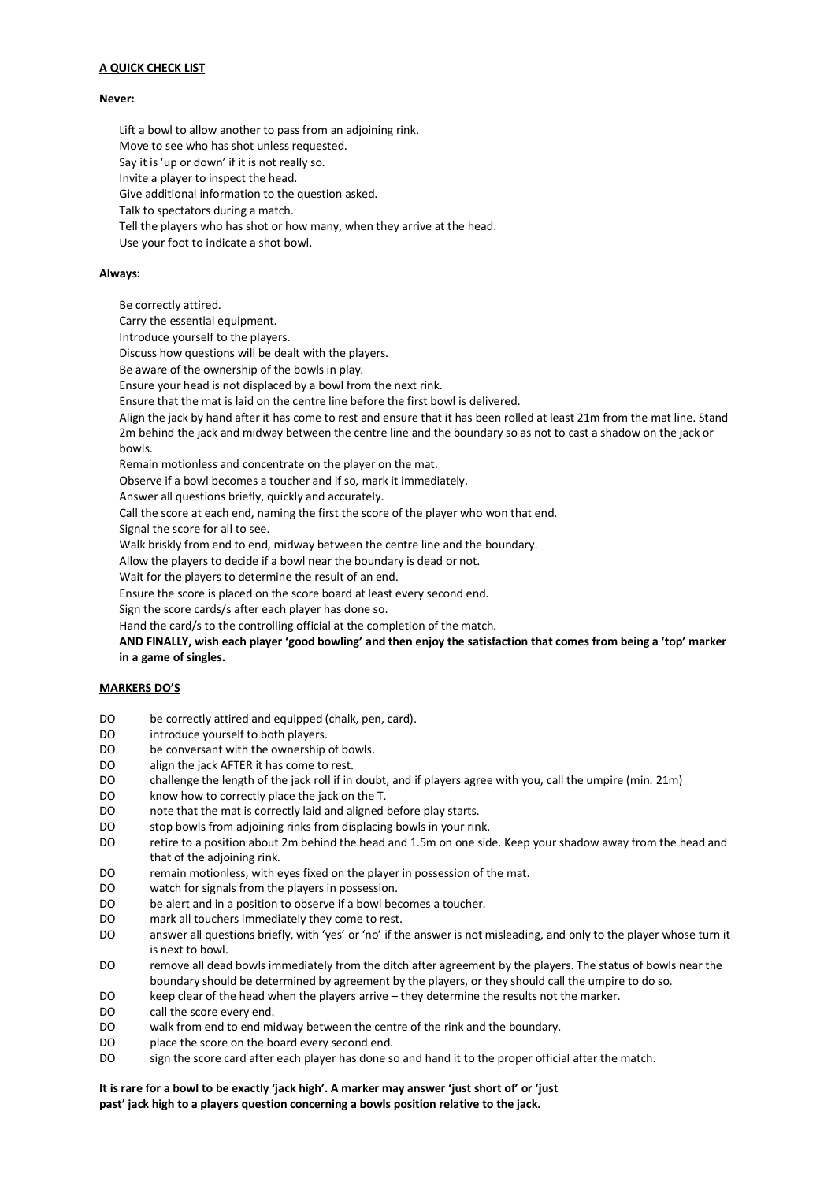## A QUICK CHECK LIST

**Never:**

Lift a bowl to allow another to pass from an adjoining rink.
Move to see who has shot unless requested.
Say it is 'up or down' if it is not really so.
Invite a player to inspect the head.
Give additional information to the question asked.
Talk to spectators during a match.
Tell the players who has shot or how many, when they arrive at the head.
Use your foot to indicate a shot bowl.

**Always:**

Be correctly attired.
Carry the essential equipment.
Introduce yourself to the players.
Discuss how questions will be dealt with the players.
Be aware of the ownership of the bowls in play.
Ensure your head is not displaced by a bowl from the next rink.
Ensure that the mat is laid on the centre line before the first bowl is delivered.
Align the jack by hand after it has come to rest and ensure that it has been rolled at least 21m from the mat line. Stand 2m behind the jack and midway between the centre line and the boundary so as not to cast a shadow on the jack or bowls.
Remain motionless and concentrate on the player on the mat.
Observe if a bowl becomes a toucher and if so, mark it immediately.
Answer all questions briefly, quickly and accurately.
Call the score at each end, naming the first the score of the player who won that end.
Signal the score for all to see.
Walk briskly from end to end, midway between the centre line and the boundary.
Allow the players to decide if a bowl near the boundary is dead or not.
Wait for the players to determine the result of an end.
Ensure the score is placed on the score board at least every second end.
Sign the score cards/s after each player has done so.
Hand the card/s to the controlling official at the completion of the match.
**AND FINALLY, wish each player 'good bowling' and then enjoy the satisfaction that comes from being a 'top' marker in a game of singles.**

## MARKERS DO'S

- DO be correctly attired and equipped (chalk, pen, card).
- DO introduce yourself to both players.
- DO be conversant with the ownership of bowls.
- DO align the jack AFTER it has come to rest.
- DO challenge the length of the jack roll if in doubt, and if players agree with you, call the umpire (min. 21m)
- DO know how to correctly place the jack on the T.
- DO note that the mat is correctly laid and aligned before play starts.
- DO stop bowls from adjoining rinks from displacing bowls in your rink.
- DO retire to a position about 2m behind the head and 1.5m on one side. Keep your shadow away from the head and that of the adjoining rink.
- DO remain motionless, with eyes fixed on the player in possession of the mat.
- DO watch for signals from the players in possession.
- DO be alert and in a position to observe if a bowl becomes a toucher.
- DO mark all touchers immediately they come to rest.
- DO answer all questions briefly, with 'yes' or 'no' if the answer is not misleading, and only to the player whose turn it is next to bowl.
- DO remove all dead bowls immediately from the ditch after agreement by the players. The status of bowls near the boundary should be determined by agreement by the players, or they should call the umpire to do so.
- DO keep clear of the head when the players arrive – they determine the results not the marker.
- DO call the score every end.
- DO walk from end to end midway between the centre of the rink and the boundary.
- DO place the score on the board every second end.
- DO sign the score card after each player has done so and hand it to the proper official after the match.

**It is rare for a bowl to be exactly 'jack high'. A marker may answer 'just short of' or 'just past' jack high to a players question concerning a bowls position relative to the jack.**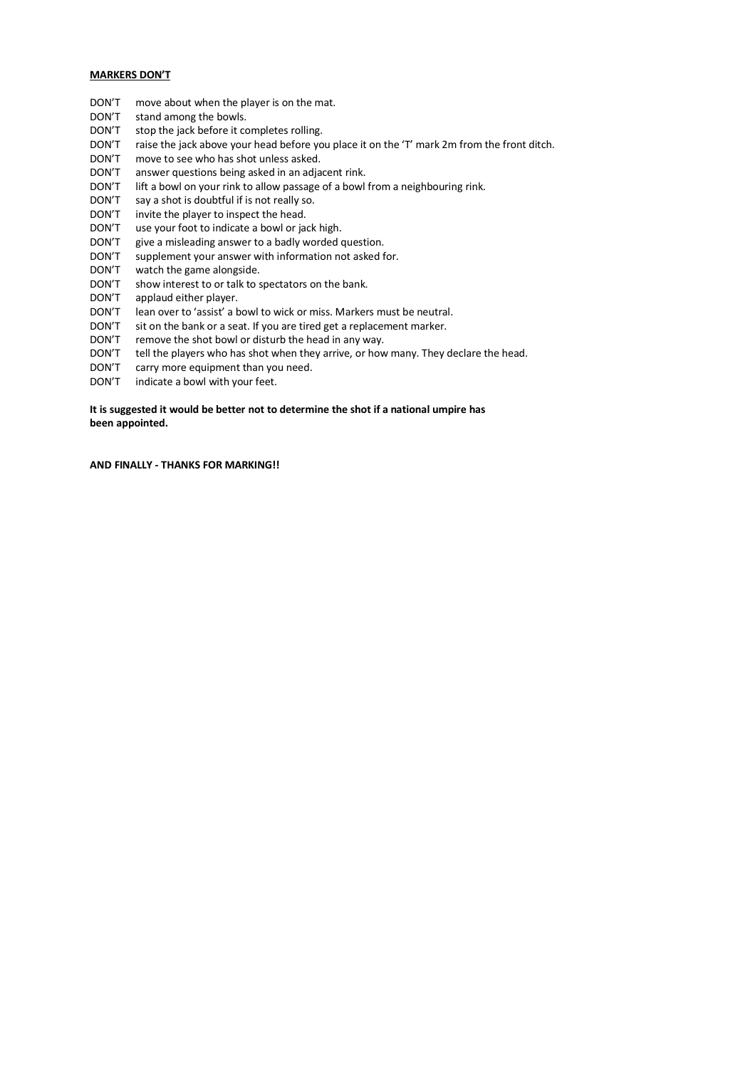**MARKERS DON'T**

DON'T move about when the player is on the mat.
DON'T stand among the bowls.
DON'T stop the jack before it completes rolling.
DON'T raise the jack above your head before you place it on the 'T' mark 2m from the front ditch.
DON'T move to see who has shot unless asked.
DON'T answer questions being asked in an adjacent rink.
DON'T lift a bowl on your rink to allow passage of a bowl from a neighbouring rink.
DON'T say a shot is doubtful if is not really so.
DON'T invite the player to inspect the head.
DON'T use your foot to indicate a bowl or jack high.
DON'T give a misleading answer to a badly worded question.
DON'T supplement your answer with information not asked for.
DON'T watch the game alongside.
DON'T show interest to or talk to spectators on the bank.
DON'T applaud either player.
DON'T lean over to 'assist' a bowl to wick or miss. Markers must be neutral.
DON'T sit on the bank or a seat. If you are tired get a replacement marker.
DON'T remove the shot bowl or disturb the head in any way.
DON'T tell the players who has shot when they arrive, or how many. They declare the head.
DON'T carry more equipment than you need.
DON'T indicate a bowl with your feet.

**It is suggested it would be better not to determine the shot if a national umpire has been appointed.**

**AND FINALLY - THANKS FOR MARKING!!**